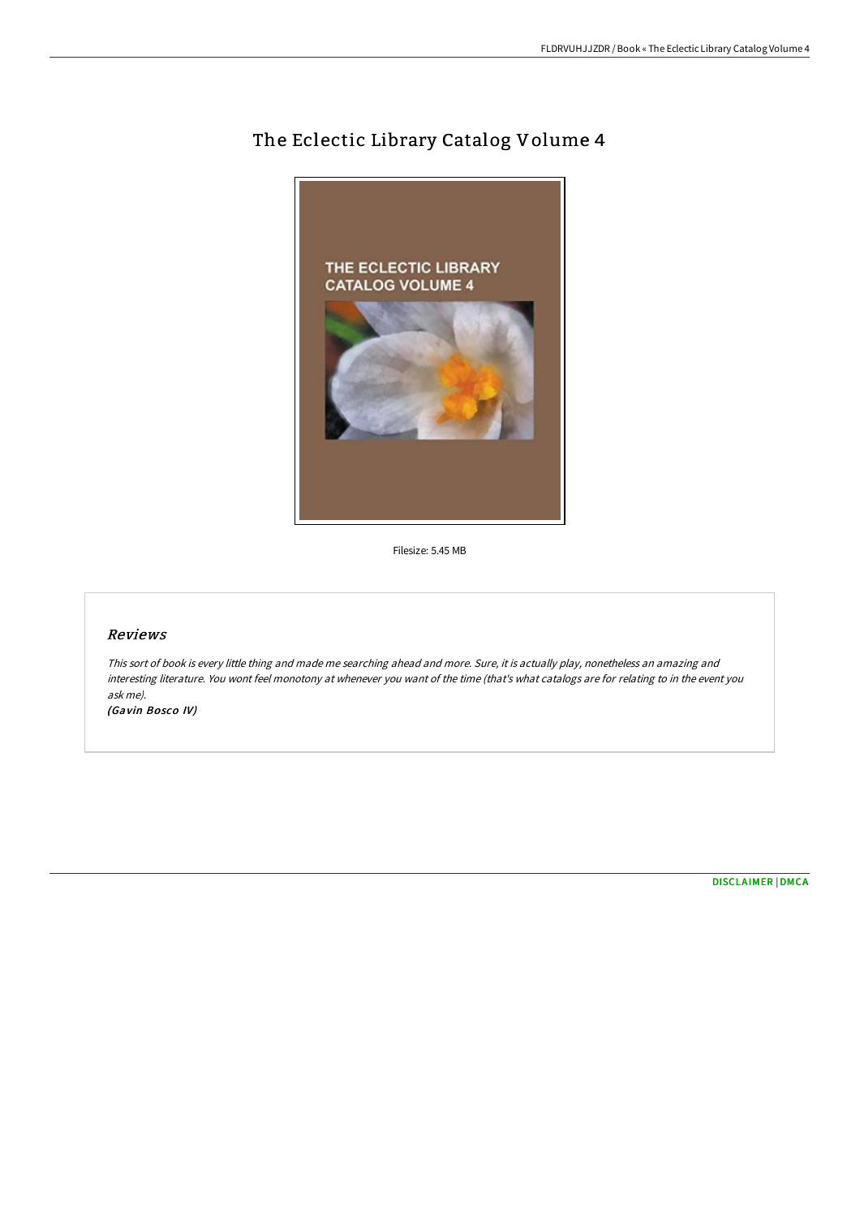# The Eclectic Library Catalog Volume 4

Filesize: 5.45 MB

## *Reviews*

*This sort of book is every little thing and made me searching ahead and more. Sure, it is actually play, nonetheless an amazing and interesting literature. You wont feel monotony at whenever you want of the time (that's what catalogs are for relating to in the event you ask me).*

***(Gavin Bosco IV)***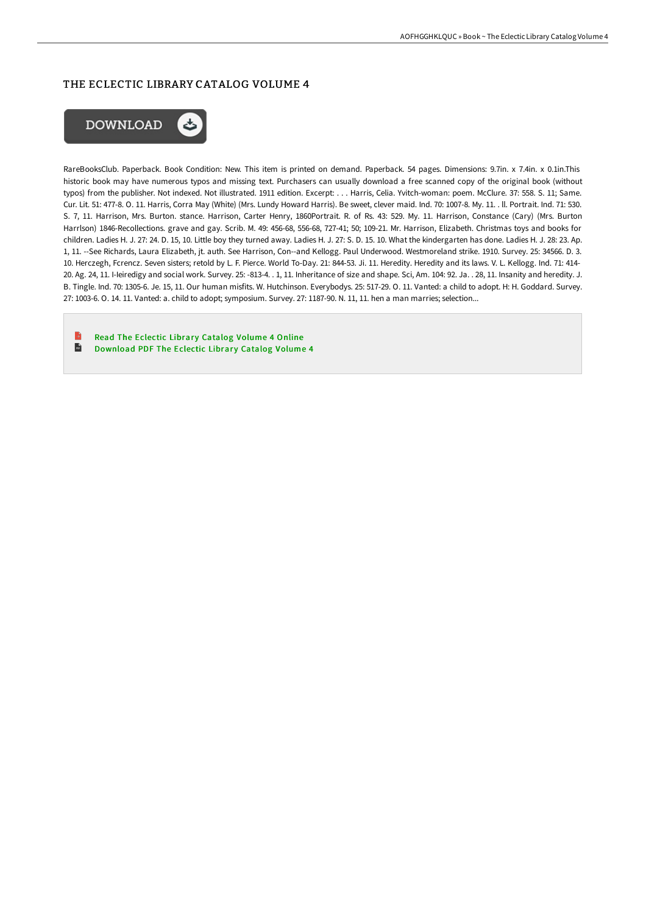# THE ECLECTIC LIBRARY CATALOG VOLUME 4

DOWNLOAD

RareBooksClub. Paperback. Book Condition: New. This item is printed on demand. Paperback. 54 pages. Dimensions: 9.7in. x 7.4in. x 0.1in.This historic book may have numerous typos and missing text. Purchasers can usually download a free scanned copy of the original book (without typos) from the publisher. Not indexed. Not illustrated. 1911 edition. Excerpt: . . . Harris, Celia. Yvitch-woman: poem. McClure. 37: 558. S. 11; Same. Cur. Lit. 51: 477-8. O. 11. Harris, Corra May (White) (Mrs. Lundy Howard Harris). Be sweet, clever maid. Ind. 70: 1007-8. My. 11. . ll. Portrait. Ind. 71: 530. S. 7, 11. Harrison, Mrs. Burton. stance. Harrison, Carter Henry, 1860Portrait. R. of Rs. 43: 529. My. 11. Harrison, Constance (Cary) (Mrs. Burton Harrlson) 1846-Recollections. grave and gay. Scrib. M. 49: 456-68, 556-68, 727-41; 50; 109-21. Mr. Harrison, Elizabeth. Christmas toys and books for children. Ladies H. J. 27: 24. D. 15, 10. Little boy they turned away. Ladies H. J. 27: S. D. 15. 10. What the kindergarten has done. Ladies H. J. 28: 23. Ap. 1, 11. --See Richards, Laura Elizabeth, jt. auth. See Harrison, Con--and Kellogg. Paul Underwood. Westmoreland strike. 1910. Survey. 25: 34566. D. 3. 10. Herczegh, Fcrencz. Seven sisters; retold by L. F. Pierce. World To-Day. 21: 844-53. Ji. 11. Heredity. Heredity and its laws. V. L. Kellogg. Ind. 71: 414-20. Ag. 24, 11. I-leiredigy and social work. Survey. 25: -813-4. . 1, 11. Inheritance of size and shape. Sci, Am. 104: 92. Ja. . 28, 11. Insanity and heredity. J. B. Tingle. Ind. 70: 1305-6. Je. 15, 11. Our human misfits. W. Hutchinson. Everybodys. 25: 517-29. O. 11. Vanted: a child to adopt. H: H. Goddard. Survey. 27: 1003-6. O. 14. 11. Vanted: a. child to adopt; symposium. Survey. 27: 1187-90. N. 11, 11. hen a man marries; selection...

- Read The Eclectic Library Catalog Volume 4 Online
- Download PDF The Eclectic Library Catalog Volume 4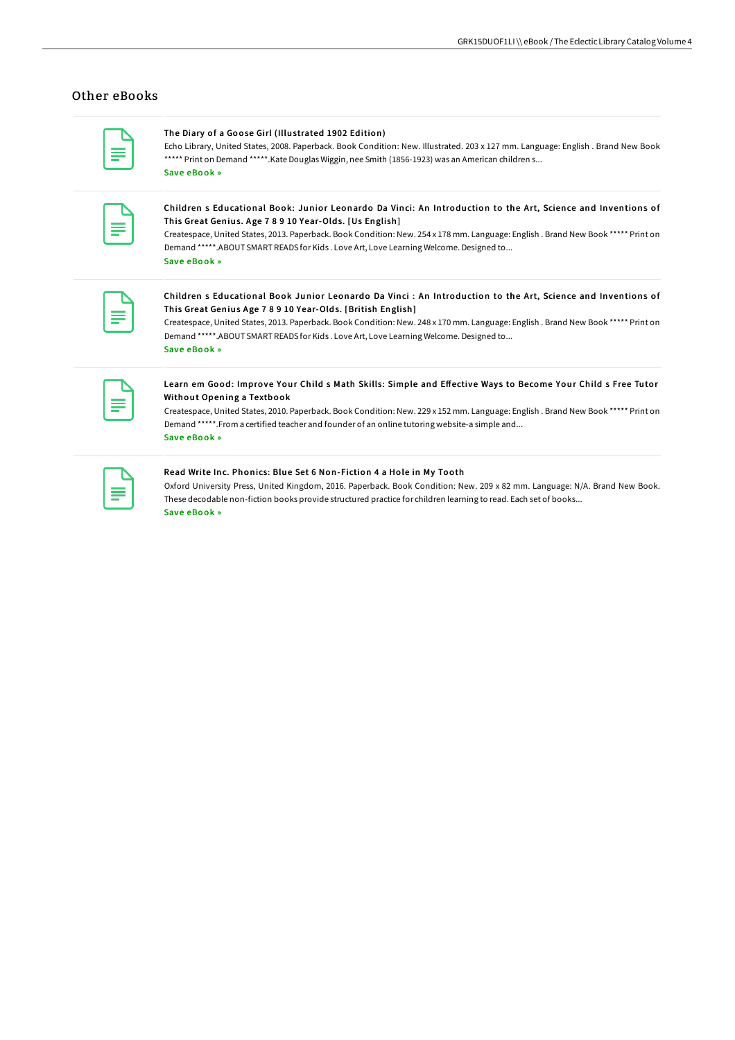## Other eBooks

### The Diary of a Goose Girl (Illustrated 1902 Edition)

Echo Library, United States, 2008. Paperback. Book Condition: New. Illustrated. 203 x 127 mm. Language: English . Brand New Book ***** Print on Demand *****.Kate Douglas Wiggin, nee Smith (1856-1923) was an American children s...

Save eBook »

### Children s Educational Book: Junior Leonardo Da Vinci: An Introduction to the Art, Science and Inventions of This Great Genius. Age 7 8 9 10 Year-Olds. [Us English]

Createspace, United States, 2013. Paperback. Book Condition: New. 254 x 178 mm. Language: English . Brand New Book ***** Print on Demand *****.ABOUT SMART READS for Kids . Love Art, Love Learning Welcome. Designed to...

Save eBook »

### Children s Educational Book Junior Leonardo Da Vinci : An Introduction to the Art, Science and Inventions of This Great Genius Age 7 8 9 10 Year-Olds. [British English]

Createspace, United States, 2013. Paperback. Book Condition: New. 248 x 170 mm. Language: English . Brand New Book ***** Print on Demand *****.ABOUT SMART READS for Kids . Love Art, Love Learning Welcome. Designed to...

Save eBook »

### Learn em Good: Improve Your Child s Math Skills: Simple and Effective Ways to Become Your Child s Free Tutor Without Opening a Textbook

Createspace, United States, 2010. Paperback. Book Condition: New. 229 x 152 mm. Language: English . Brand New Book ***** Print on Demand *****.From a certified teacher and founder of an online tutoring website-a simple and...

Save eBook »

### Read Write Inc. Phonics: Blue Set 6 Non-Fiction 4 a Hole in My Tooth

Oxford University Press, United Kingdom, 2016. Paperback. Book Condition: New. 209 x 82 mm. Language: N/A. Brand New Book. These decodable non-fiction books provide structured practice for children learning to read. Each set of books...

Save eBook »